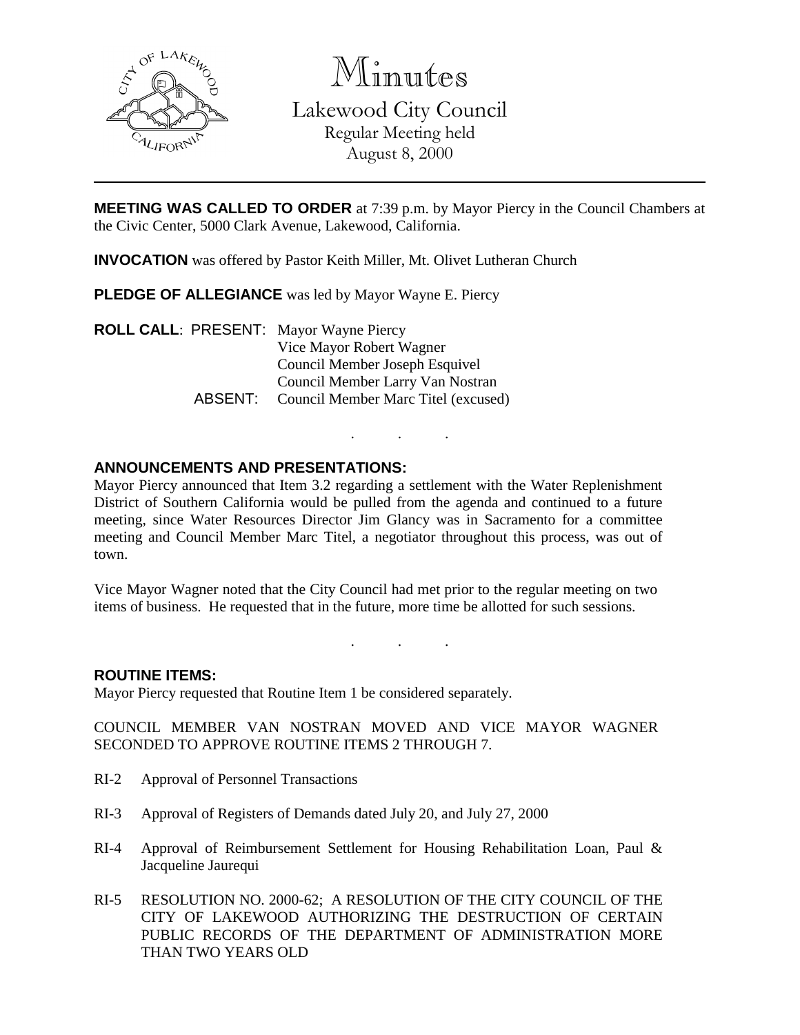# Minutes

## Lakewood City Council

Regular Meeting held
August 8, 2000

**MEETING WAS CALLED TO ORDER** at 7:39 p.m. by Mayor Piercy in the Council Chambers at the Civic Center, 5000 Clark Avenue, Lakewood, California.

**INVOCATION** was offered by Pastor Keith Miller, Mt. Olivet Lutheran Church

**PLEDGE OF ALLEGIANCE** was led by Mayor Wayne E. Piercy

**ROLL CALL**: PRESENT: Mayor Wayne Piercy
Vice Mayor Robert Wagner
Council Member Joseph Esquivel
Council Member Larry Van Nostran
ABSENT: Council Member Marc Titel (excused)

. . .

**ANNOUNCEMENTS AND PRESENTATIONS:**

Mayor Piercy announced that Item 3.2 regarding a settlement with the Water Replenishment District of Southern California would be pulled from the agenda and continued to a future meeting, since Water Resources Director Jim Glancy was in Sacramento for a committee meeting and Council Member Marc Titel, a negotiator throughout this process, was out of town.

Vice Mayor Wagner noted that the City Council had met prior to the regular meeting on two items of business. He requested that in the future, more time be allotted for such sessions.

. . .

**ROUTINE ITEMS:**

Mayor Piercy requested that Routine Item 1 be considered separately.

COUNCIL MEMBER VAN NOSTRAN MOVED AND VICE MAYOR WAGNER SECONDED TO APPROVE ROUTINE ITEMS 2 THROUGH 7.

RI-2 Approval of Personnel Transactions

RI-3 Approval of Registers of Demands dated July 20, and July 27, 2000

RI-4 Approval of Reimbursement Settlement for Housing Rehabilitation Loan, Paul & Jacqueline Jaurequi

RI-5 RESOLUTION NO. 2000-62; A RESOLUTION OF THE CITY COUNCIL OF THE CITY OF LAKEWOOD AUTHORIZING THE DESTRUCTION OF CERTAIN PUBLIC RECORDS OF THE DEPARTMENT OF ADMINISTRATION MORE THAN TWO YEARS OLD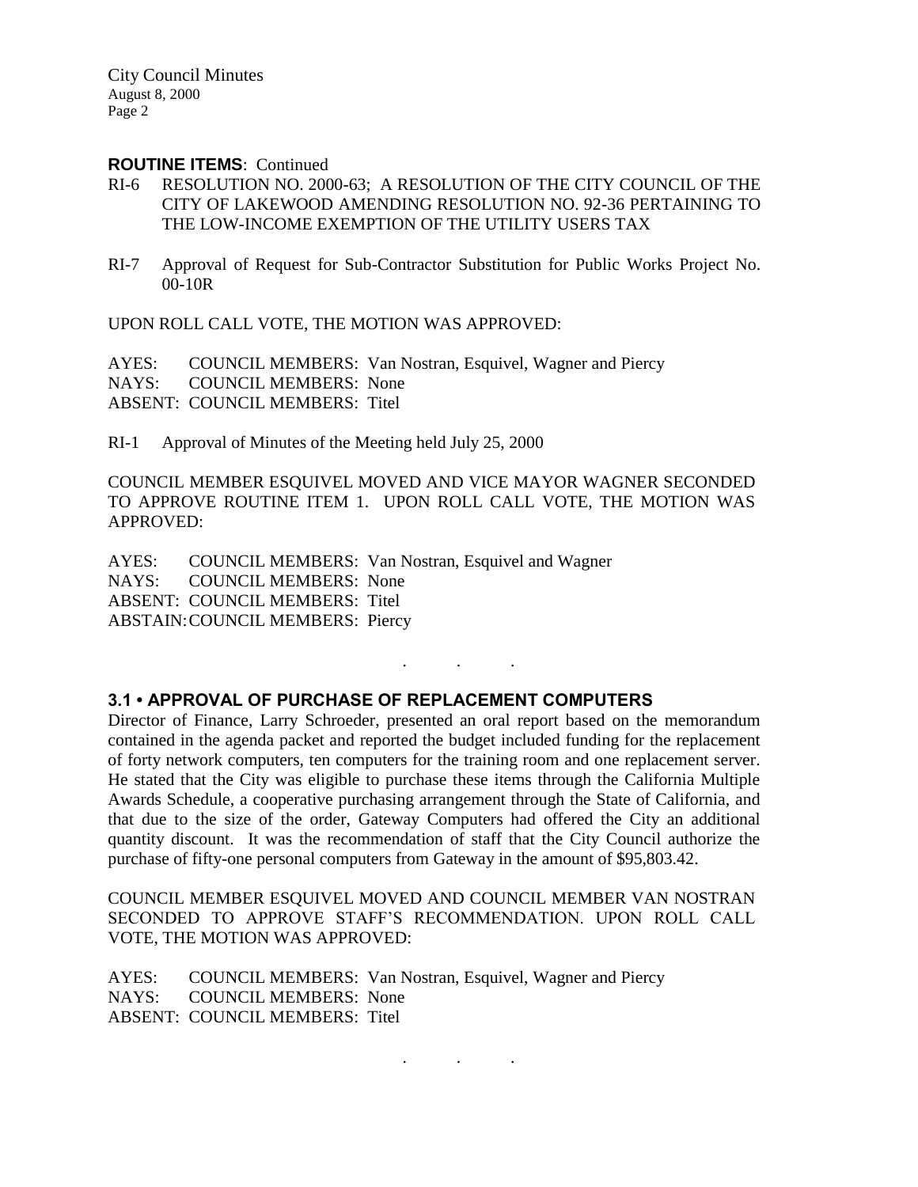**ROUTINE ITEMS**: Continued

RI-6 RESOLUTION NO. 2000-63; A RESOLUTION OF THE CITY COUNCIL OF THE CITY OF LAKEWOOD AMENDING RESOLUTION NO. 92-36 PERTAINING TO THE LOW-INCOME EXEMPTION OF THE UTILITY USERS TAX

RI-7 Approval of Request for Sub-Contractor Substitution for Public Works Project No. 00-10R

UPON ROLL CALL VOTE, THE MOTION WAS APPROVED:

AYES: COUNCIL MEMBERS: Van Nostran, Esquivel, Wagner and Piercy
NAYS: COUNCIL MEMBERS: None
ABSENT: COUNCIL MEMBERS: Titel

RI-1 Approval of Minutes of the Meeting held July 25, 2000

COUNCIL MEMBER ESQUIVEL MOVED AND VICE MAYOR WAGNER SECONDED TO APPROVE ROUTINE ITEM 1. UPON ROLL CALL VOTE, THE MOTION WAS APPROVED:

AYES: COUNCIL MEMBERS: Van Nostran, Esquivel and Wagner
NAYS: COUNCIL MEMBERS: None
ABSENT: COUNCIL MEMBERS: Titel
ABSTAIN: COUNCIL MEMBERS: Piercy

. . .

### 3.1 • APPROVAL OF PURCHASE OF REPLACEMENT COMPUTERS

Director of Finance, Larry Schroeder, presented an oral report based on the memorandum contained in the agenda packet and reported the budget included funding for the replacement of forty network computers, ten computers for the training room and one replacement server. He stated that the City was eligible to purchase these items through the California Multiple Awards Schedule, a cooperative purchasing arrangement through the State of California, and that due to the size of the order, Gateway Computers had offered the City an additional quantity discount. It was the recommendation of staff that the City Council authorize the purchase of fifty-one personal computers from Gateway in the amount of $95,803.42.

COUNCIL MEMBER ESQUIVEL MOVED AND COUNCIL MEMBER VAN NOSTRAN SECONDED TO APPROVE STAFF'S RECOMMENDATION. UPON ROLL CALL VOTE, THE MOTION WAS APPROVED:

AYES: COUNCIL MEMBERS: Van Nostran, Esquivel, Wagner and Piercy
NAYS: COUNCIL MEMBERS: None
ABSENT: COUNCIL MEMBERS: Titel

. . .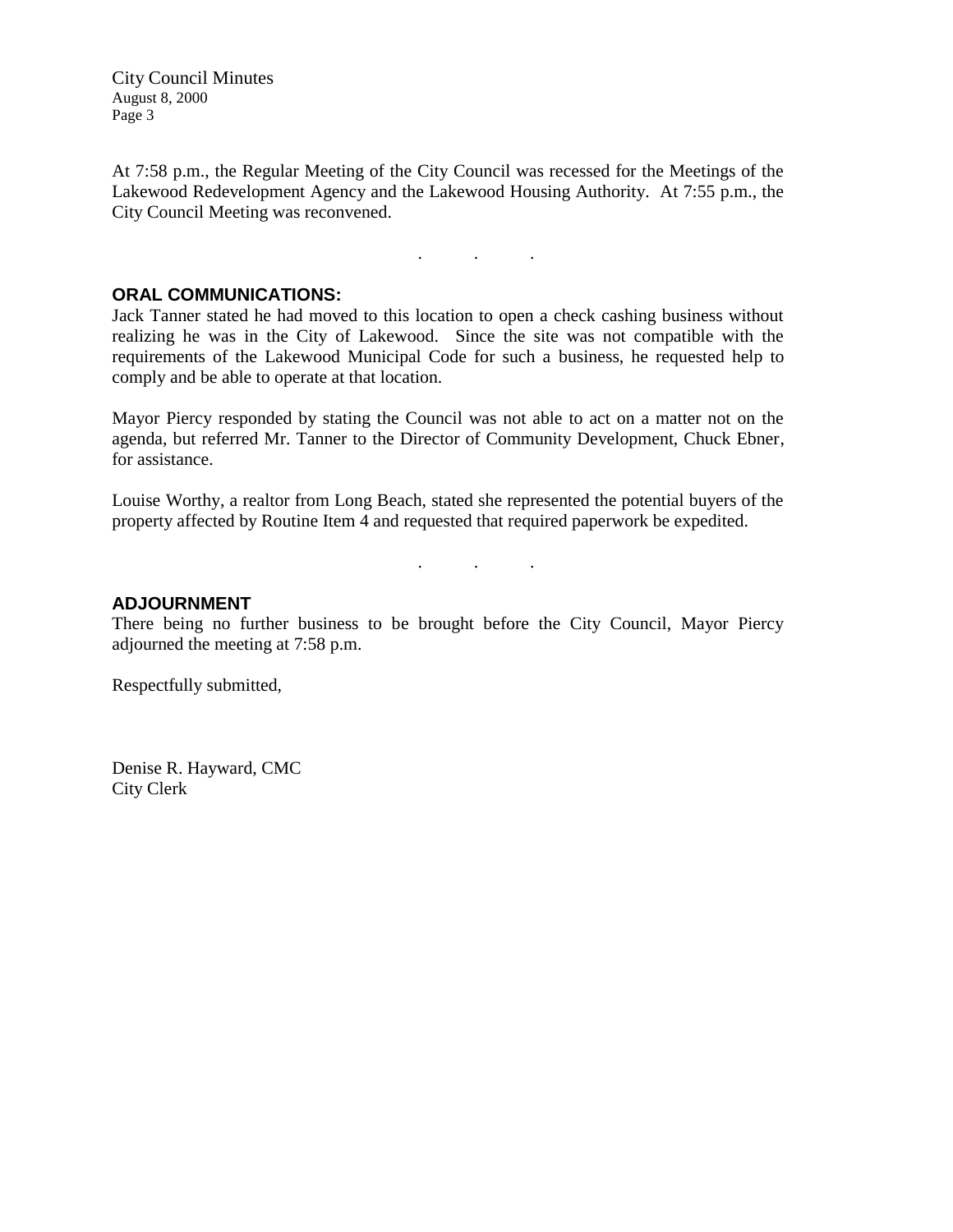At 7:58 p.m., the Regular Meeting of the City Council was recessed for the Meetings of the Lakewood Redevelopment Agency and the Lakewood Housing Authority. At 7:55 p.m., the City Council Meeting was reconvened.

. . .

## ORAL COMMUNICATIONS:

Jack Tanner stated he had moved to this location to open a check cashing business without realizing he was in the City of Lakewood. Since the site was not compatible with the requirements of the Lakewood Municipal Code for such a business, he requested help to comply and be able to operate at that location.

Mayor Piercy responded by stating the Council was not able to act on a matter not on the agenda, but referred Mr. Tanner to the Director of Community Development, Chuck Ebner, for assistance.

Louise Worthy, a realtor from Long Beach, stated she represented the potential buyers of the property affected by Routine Item 4 and requested that required paperwork be expedited.

. . .

## ADJOURNMENT

There being no further business to be brought before the City Council, Mayor Piercy adjourned the meeting at 7:58 p.m.

Respectfully submitted,

Denise R. Hayward, CMC
City Clerk